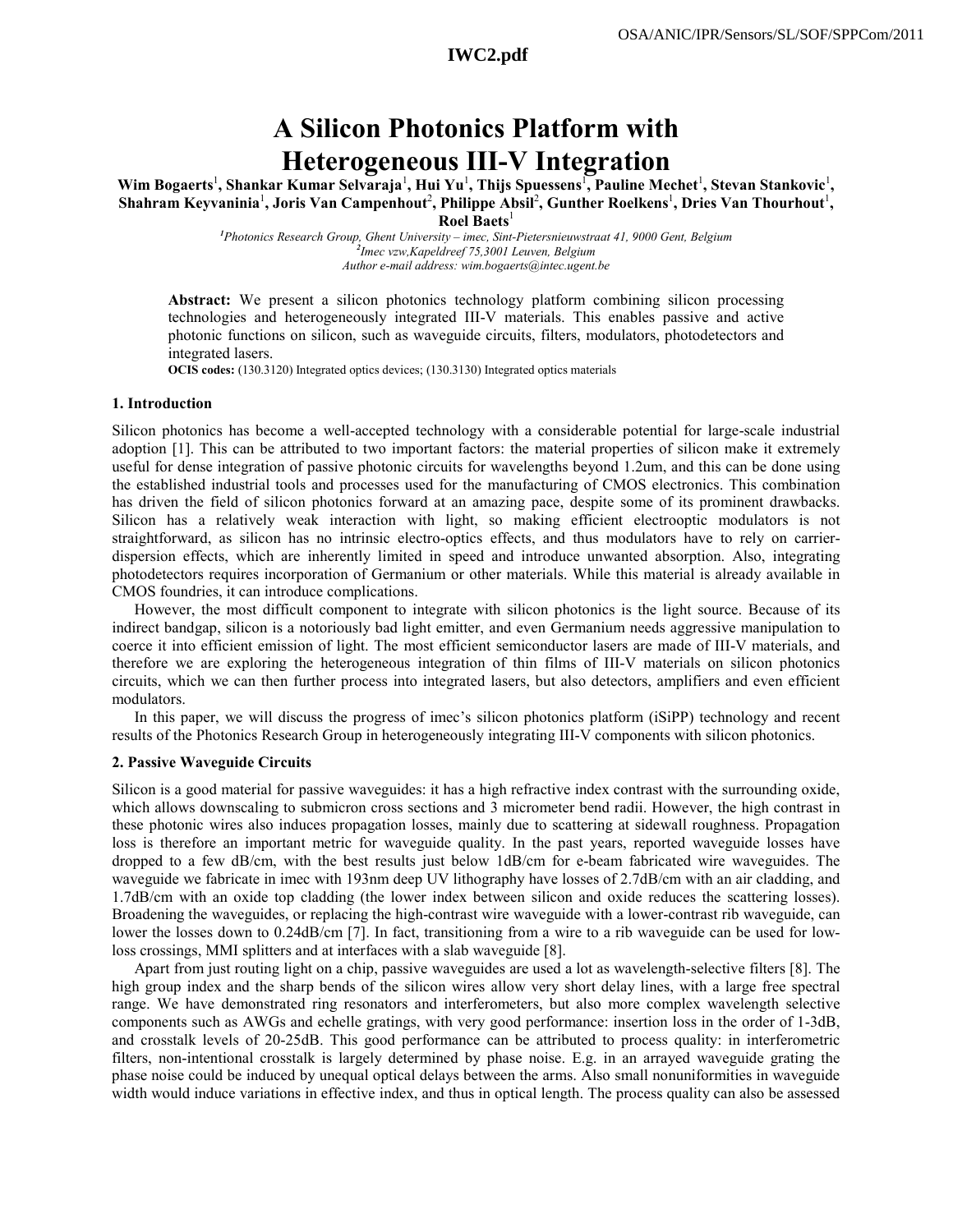# A Silicon Photonics Platform with Heterogeneous III-V Integration

**Wim Bogaerts[1], Shankar Kumar Selvaraja[1], Hui Yu[1], Thijs Spuessens[1], Pauline Mechet[1], Stevan Stankovic[1], Shahram Keyvaninia[1], Joris Van Campenhout[2], Philippe Absil[2], Gunther Roelkens[1], Dries Van Thourhout[1], Roel Baets[1]**

*[1]Photonics Research Group, Ghent University – imec, Sint-Pietersnieuwstraat 41, 9000 Gent, Belgium*
*[2]Imec vzw,Kapeldreef 75,3001 Leuven, Belgium*
*Author e-mail address: wim.bogaerts@intec.ugent.be*

**Abstract:** We present a silicon photonics technology platform combining silicon processing technologies and heterogeneously integrated III-V materials. This enables passive and active photonic functions on silicon, such as waveguide circuits, filters, modulators, photodetectors and integrated lasers.

**OCIS codes:** (130.3120) Integrated optics devices; (130.3130) Integrated optics materials

## 1. Introduction

Silicon photonics has become a well-accepted technology with a considerable potential for large-scale industrial adoption [1]. This can be attributed to two important factors: the material properties of silicon make it extremely useful for dense integration of passive photonic circuits for wavelengths beyond 1.2um, and this can be done using the established industrial tools and processes used for the manufacturing of CMOS electronics. This combination has driven the field of silicon photonics forward at an amazing pace, despite some of its prominent drawbacks. Silicon has a relatively weak interaction with light, so making efficient electrooptic modulators is not straightforward, as silicon has no intrinsic electro-optics effects, and thus modulators have to rely on carrier-dispersion effects, which are inherently limited in speed and introduce unwanted absorption. Also, integrating photodetectors requires incorporation of Germanium or other materials. While this material is already available in CMOS foundries, it can introduce complications.

However, the most difficult component to integrate with silicon photonics is the light source. Because of its indirect bandgap, silicon is a notoriously bad light emitter, and even Germanium needs aggressive manipulation to coerce it into efficient emission of light. The most efficient semiconductor lasers are made of III-V materials, and therefore we are exploring the heterogeneous integration of thin films of III-V materials on silicon photonics circuits, which we can then further process into integrated lasers, but also detectors, amplifiers and even efficient modulators.

In this paper, we will discuss the progress of imec's silicon photonics platform (iSiPP) technology and recent results of the Photonics Research Group in heterogeneously integrating III-V components with silicon photonics.

## 2. Passive Waveguide Circuits

Silicon is a good material for passive waveguides: it has a high refractive index contrast with the surrounding oxide, which allows downscaling to submicron cross sections and 3 micrometer bend radii. However, the high contrast in these photonic wires also induces propagation losses, mainly due to scattering at sidewall roughness. Propagation loss is therefore an important metric for waveguide quality. In the past years, reported waveguide losses have dropped to a few dB/cm, with the best results just below 1dB/cm for e-beam fabricated wire waveguides. The waveguide we fabricate in imec with 193nm deep UV lithography have losses of 2.7dB/cm with an air cladding, and 1.7dB/cm with an oxide top cladding (the lower index between silicon and oxide reduces the scattering losses). Broadening the waveguides, or replacing the high-contrast wire waveguide with a lower-contrast rib waveguide, can lower the losses down to 0.24dB/cm [7]. In fact, transitioning from a wire to a rib waveguide can be used for low-loss crossings, MMI splitters and at interfaces with a slab waveguide [8].

Apart from just routing light on a chip, passive waveguides are used a lot as wavelength-selective filters [8]. The high group index and the sharp bends of the silicon wires allow very short delay lines, with a large free spectral range. We have demonstrated ring resonators and interferometers, but also more complex wavelength selective components such as AWGs and echelle gratings, with very good performance: insertion loss in the order of 1-3dB, and crosstalk levels of 20-25dB. This good performance can be attributed to process quality: in interferometric filters, non-intentional crosstalk is largely determined by phase noise. E.g. in an arrayed waveguide grating the phase noise could be induced by unequal optical delays between the arms. Also small nonuniformities in waveguide width would induce variations in effective index, and thus in optical length. The process quality can also be assessed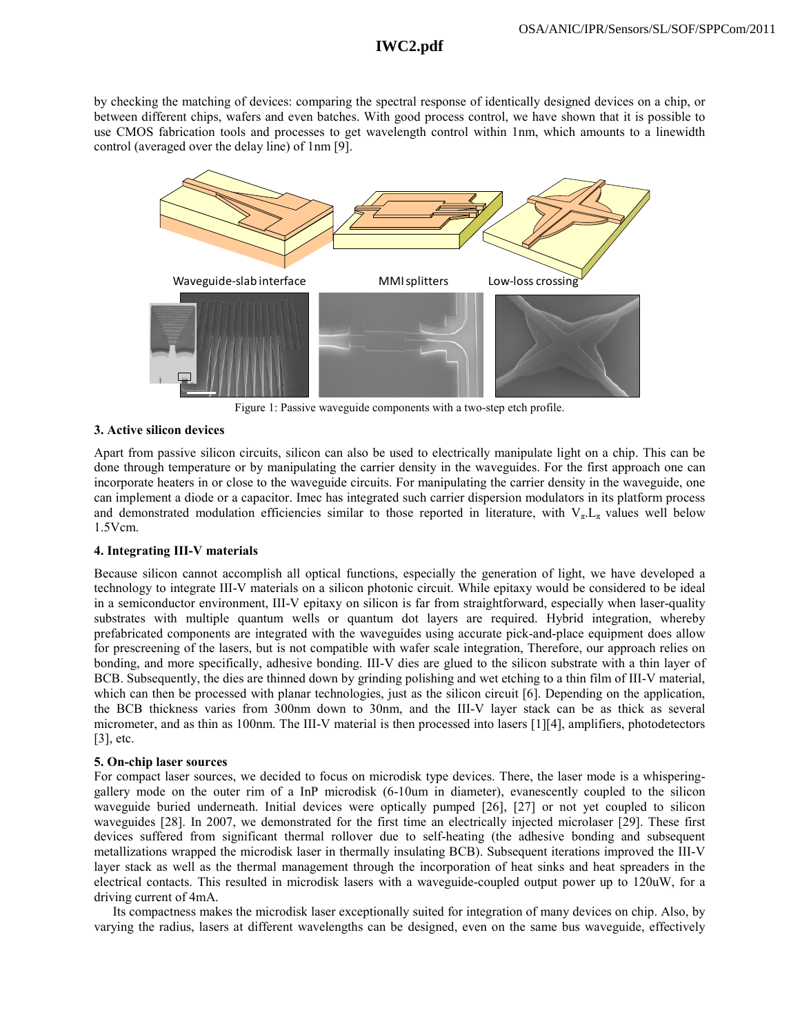by checking the matching of devices: comparing the spectral response of identically designed devices on a chip, or between different chips, wafers and even batches. With good process control, we have shown that it is possible to use CMOS fabrication tools and processes to get wavelength control within 1nm, which amounts to a linewidth control (averaged over the delay line) of 1nm [9].

Waveguide-slab interface    MMI splitters    Low-loss crossing

Figure 1: Passive waveguide components with a two-step etch profile.

### 3. Active silicon devices

Apart from passive silicon circuits, silicon can also be used to electrically manipulate light on a chip. This can be done through temperature or by manipulating the carrier density in the waveguides. For the first approach one can incorporate heaters in or close to the waveguide circuits. For manipulating the carrier density in the waveguide, one can implement a diode or a capacitor. Imec has integrated such carrier dispersion modulators in its platform process and demonstrated modulation efficiencies similar to those reported in literature, with $V_\pi.L_\pi$ values well below 1.5Vcm.

### 4. Integrating III-V materials

Because silicon cannot accomplish all optical functions, especially the generation of light, we have developed a technology to integrate III-V materials on a silicon photonic circuit. While epitaxy would be considered to be ideal in a semiconductor environment, III-V epitaxy on silicon is far from straightforward, especially when laser-quality substrates with multiple quantum wells or quantum dot layers are required. Hybrid integration, whereby prefabricated components are integrated with the waveguides using accurate pick-and-place equipment does allow for prescreening of the lasers, but is not compatible with wafer scale integration, Therefore, our approach relies on bonding, and more specifically, adhesive bonding. III-V dies are glued to the silicon substrate with a thin layer of BCB. Subsequently, the dies are thinned down by grinding polishing and wet etching to a thin film of III-V material, which can then be processed with planar technologies, just as the silicon circuit [6]. Depending on the application, the BCB thickness varies from 300nm down to 30nm, and the III-V layer stack can be as thick as several micrometer, and as thin as 100nm. The III-V material is then processed into lasers [1][4], amplifiers, photodetectors [3], etc.

### 5. On-chip laser sources

For compact laser sources, we decided to focus on microdisk type devices. There, the laser mode is a whispering-gallery mode on the outer rim of a InP microdisk (6-10um in diameter), evanescently coupled to the silicon waveguide buried underneath. Initial devices were optically pumped [26], [27] or not yet coupled to silicon waveguides [28]. In 2007, we demonstrated for the first time an electrically injected microlaser [29]. These first devices suffered from significant thermal rollover due to self-heating (the adhesive bonding and subsequent metallizations wrapped the microdisk laser in thermally insulating BCB). Subsequent iterations improved the III-V layer stack as well as the thermal management through the incorporation of heat sinks and heat spreaders in the electrical contacts. This resulted in microdisk lasers with a waveguide-coupled output power up to 120uW, for a driving current of 4mA.

Its compactness makes the microdisk laser exceptionally suited for integration of many devices on chip. Also, by varying the radius, lasers at different wavelengths can be designed, even on the same bus waveguide, effectively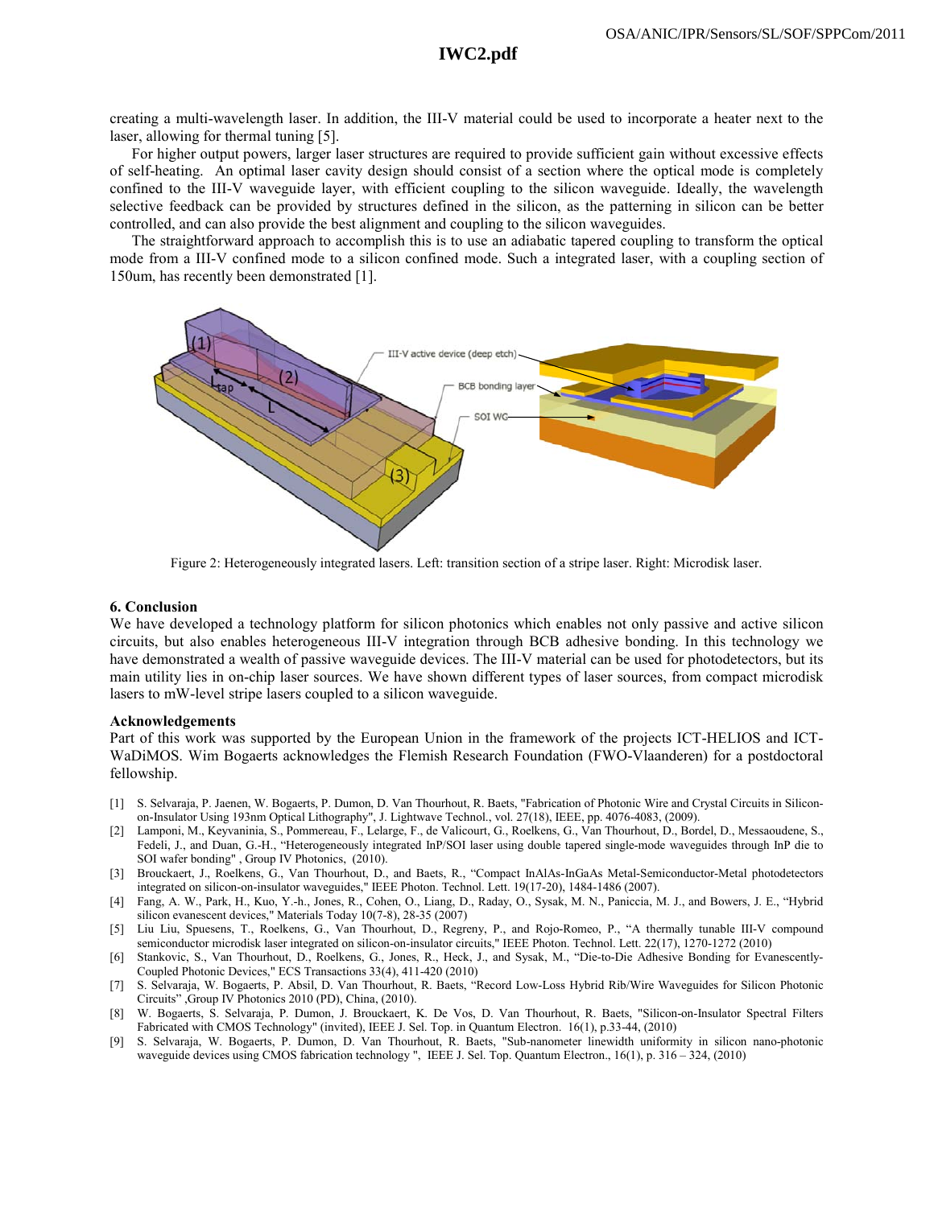creating a multi-wavelength laser. In addition, the III-V material could be used to incorporate a heater next to the laser, allowing for thermal tuning [5].

For higher output powers, larger laser structures are required to provide sufficient gain without excessive effects of self-heating. An optimal laser cavity design should consist of a section where the optical mode is completely confined to the III-V waveguide layer, with efficient coupling to the silicon waveguide. Ideally, the wavelength selective feedback can be provided by structures defined in the silicon, as the patterning in silicon can be better controlled, and can also provide the best alignment and coupling to the silicon waveguides.

The straightforward approach to accomplish this is to use an adiabatic tapered coupling to transform the optical mode from a III-V confined mode to a silicon confined mode. Such a integrated laser, with a coupling section of 150um, has recently been demonstrated [1].

(1)
(2)
$L_{tap}$
L
(3)
III-V active device (deep etch)
BCB bonding layer
SOI WG

Figure 2: Heterogeneously integrated lasers. Left: transition section of a stripe laser. Right: Microdisk laser.

### 6. Conclusion

We have developed a technology platform for silicon photonics which enables not only passive and active silicon circuits, but also enables heterogeneous III-V integration through BCB adhesive bonding. In this technology we have demonstrated a wealth of passive waveguide devices. The III-V material can be used for photodetectors, but its main utility lies in on-chip laser sources. We have shown different types of laser sources, from compact microdisk lasers to mW-level stripe lasers coupled to a silicon waveguide.

### Acknowledgements

Part of this work was supported by the European Union in the framework of the projects ICT-HELIOS and ICT-WaDiMOS. Wim Bogaerts acknowledges the Flemish Research Foundation (FWO-Vlaanderen) for a postdoctoral fellowship.

[1] S. Selvaraja, P. Jaenen, W. Bogaerts, P. Dumon, D. Van Thourhout, R. Baets, "Fabrication of Photonic Wire and Crystal Circuits in Silicon-on-Insulator Using 193nm Optical Lithography", J. Lightwave Technol., vol. 27(18), IEEE, pp. 4076-4083, (2009).

[2] Lamponi, M., Keyvaninia, S., Pommereau, F., Lelarge, F., de Valicourt, G., Roelkens, G., Van Thourhout, D., Bordel, D., Messaoudene, S., Fedeli, J., and Duan, G.-H., "Heterogeneously integrated InP/SOI laser using double tapered single-mode waveguides through InP die to SOI wafer bonding" , Group IV Photonics, (2010).

[3] Brouckaert, J., Roelkens, G., Van Thourhout, D., and Baets, R., "Compact InAlAs-InGaAs Metal-Semiconductor-Metal photodetectors integrated on silicon-on-insulator waveguides," IEEE Photon. Technol. Lett. 19(17-20), 1484-1486 (2007).

[4] Fang, A. W., Park, H., Kuo, Y.-h., Jones, R., Cohen, O., Liang, D., Raday, O., Sysak, M. N., Paniccia, M. J., and Bowers, J. E., "Hybrid silicon evanescent devices," Materials Today 10(7-8), 28-35 (2007)

[5] Liu Liu, Spuesens, T., Roelkens, G., Van Thourhout, D., Regreny, P., and Rojo-Romeo, P., "A thermally tunable III-V compound semiconductor microdisk laser integrated on silicon-on-insulator circuits," IEEE Photon. Technol. Lett. 22(17), 1270-1272 (2010)

[6] Stankovic, S., Van Thourhout, D., Roelkens, G., Jones, R., Heck, J., and Sysak, M., "Die-to-Die Adhesive Bonding for Evanescently-Coupled Photonic Devices," ECS Transactions 33(4), 411-420 (2010)

[7] S. Selvaraja, W. Bogaerts, P. Absil, D. Van Thourhout, R. Baets, "Record Low-Loss Hybrid Rib/Wire Waveguides for Silicon Photonic Circuits" ,Group IV Photonics 2010 (PD), China, (2010).

[8] W. Bogaerts, S. Selvaraja, P. Dumon, J. Brouckaert, K. De Vos, D. Van Thourhout, R. Baets, "Silicon-on-Insulator Spectral Filters Fabricated with CMOS Technology" (invited), IEEE J. Sel. Top. in Quantum Electron. 16(1), p.33-44, (2010)

[9] S. Selvaraja, W. Bogaerts, P. Dumon, D. Van Thourhout, R. Baets, "Sub-nanometer linewidth uniformity in silicon nano-photonic waveguide devices using CMOS fabrication technology ", IEEE J. Sel. Top. Quantum Electron., 16(1), p. 316 – 324, (2010)